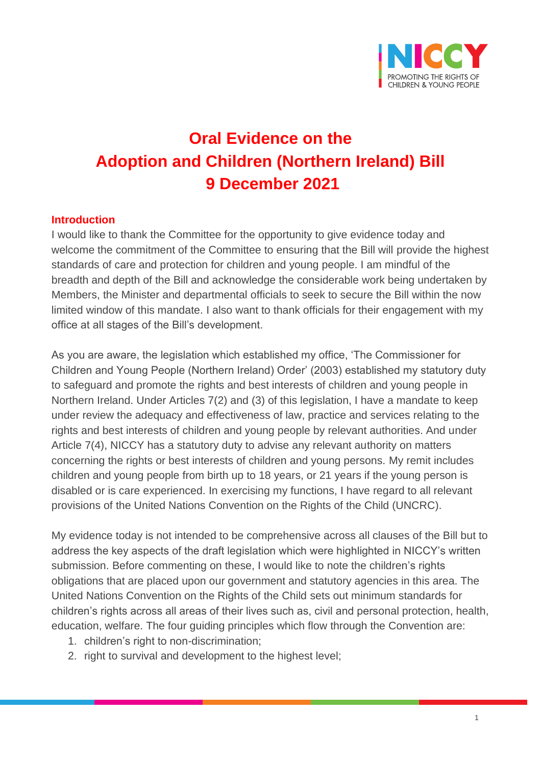# Oral Evidence on the Adoption and Children (Northern Ireland) Bill 9 December 2021

## Introduction

I would like to thank the Committee for the opportunity to give evidence today and welcome the commitment of the Committee to ensuring that the Bill will provide the highest standards of care and protection for children and young people. I am mindful of the breadth and depth of the Bill and acknowledge the considerable work being undertaken by Members, the Minister and departmental officials to seek to secure the Bill within the now limited window of this mandate. I also want to thank officials for their engagement with my office at all stages of the Bill's development.

As you are aware, the legislation which established my office, 'The Commissioner for Children and Young People (Northern Ireland) Order' (2003) established my statutory duty to safeguard and promote the rights and best interests of children and young people in Northern Ireland. Under Articles 7(2) and (3) of this legislation, I have a mandate to keep under review the adequacy and effectiveness of law, practice and services relating to the rights and best interests of children and young people by relevant authorities. And under Article 7(4), NICCY has a statutory duty to advise any relevant authority on matters concerning the rights or best interests of children and young persons. My remit includes children and young people from birth up to 18 years, or 21 years if the young person is disabled or is care experienced. In exercising my functions, I have regard to all relevant provisions of the United Nations Convention on the Rights of the Child (UNCRC).

My evidence today is not intended to be comprehensive across all clauses of the Bill but to address the key aspects of the draft legislation which were highlighted in NICCY's written submission. Before commenting on these, I would like to note the children's rights obligations that are placed upon our government and statutory agencies in this area. The United Nations Convention on the Rights of the Child sets out minimum standards for children's rights across all areas of their lives such as, civil and personal protection, health, education, welfare. The four guiding principles which flow through the Convention are:

1. children's right to non-discrimination;
2. right to survival and development to the highest level;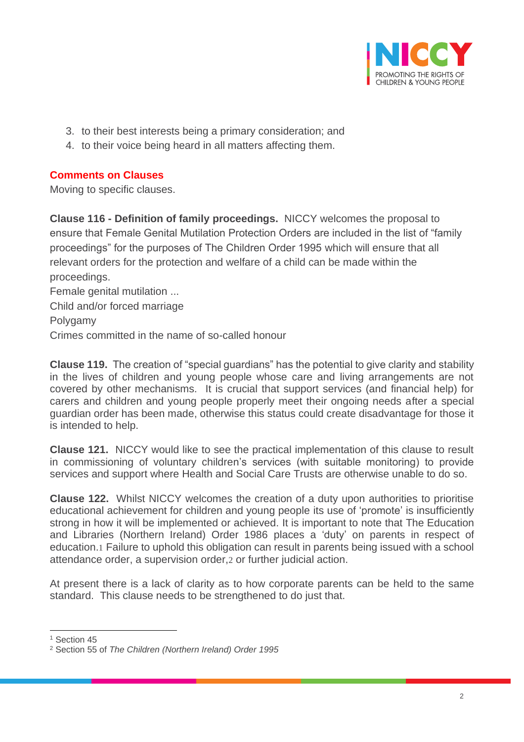3. to their best interests being a primary consideration; and
4. to their voice being heard in all matters affecting them.

**Comments on Clauses**

Moving to specific clauses.

**Clause 116 - Definition of family proceedings.** NICCY welcomes the proposal to ensure that Female Genital Mutilation Protection Orders are included in the list of "family proceedings" for the purposes of The Children Order 1995 which will ensure that all relevant orders for the protection and welfare of a child can be made within the proceedings.

Female genital mutilation ...

Child and/or forced marriage

Polygamy

Crimes committed in the name of so-called honour

**Clause 119.** The creation of "special guardians" has the potential to give clarity and stability in the lives of children and young people whose care and living arrangements are not covered by other mechanisms. It is crucial that support services (and financial help) for carers and children and young people properly meet their ongoing needs after a special guardian order has been made, otherwise this status could create disadvantage for those it is intended to help.

**Clause 121.** NICCY would like to see the practical implementation of this clause to result in commissioning of voluntary children's services (with suitable monitoring) to provide services and support where Health and Social Care Trusts are otherwise unable to do so.

**Clause 122.** Whilst NICCY welcomes the creation of a duty upon authorities to prioritise educational achievement for children and young people its use of 'promote' is insufficiently strong in how it will be implemented or achieved. It is important to note that The Education and Libraries (Northern Ireland) Order 1986 places a 'duty' on parents in respect of education.[1] Failure to uphold this obligation can result in parents being issued with a school attendance order, a supervision order,[2] or further judicial action.

At present there is a lack of clarity as to how corporate parents can be held to the same standard. This clause needs to be strengthened to do just that.

---

[1] Section 45

[2] Section 55 of *The Children (Northern Ireland) Order 1995*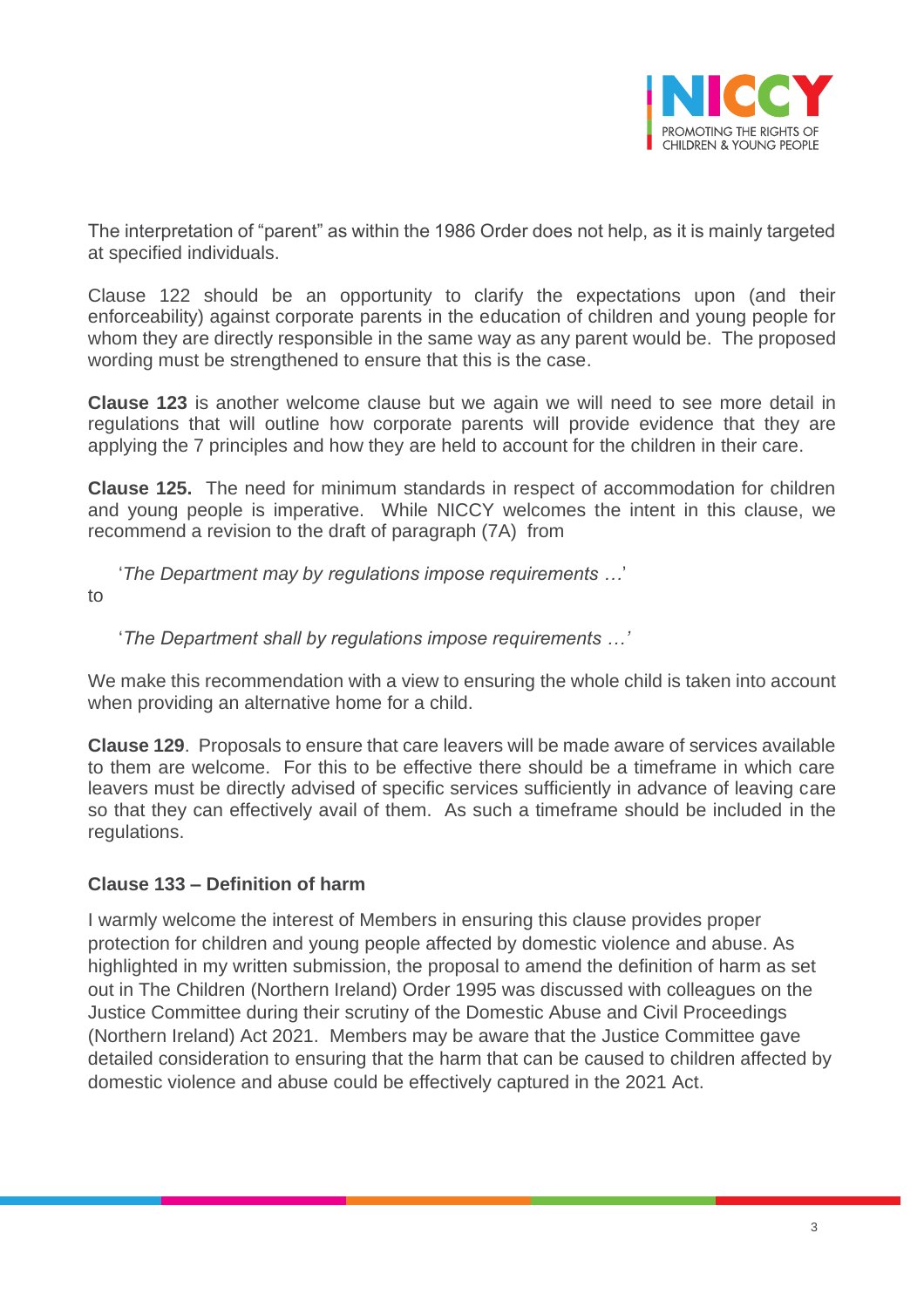The interpretation of "parent" as within the 1986 Order does not help, as it is mainly targeted at specified individuals.

Clause 122 should be an opportunity to clarify the expectations upon (and their enforceability) against corporate parents in the education of children and young people for whom they are directly responsible in the same way as any parent would be. The proposed wording must be strengthened to ensure that this is the case.

**Clause 123** is another welcome clause but we again we will need to see more detail in regulations that will outline how corporate parents will provide evidence that they are applying the 7 principles and how they are held to account for the children in their care.

**Clause 125.** The need for minimum standards in respect of accommodation for children and young people is imperative. While NICCY welcomes the intent in this clause, we recommend a revision to the draft of paragraph (7A) from

> '*The Department may by regulations impose requirements …*'

to

> '*The Department shall by regulations impose requirements …'*

We make this recommendation with a view to ensuring the whole child is taken into account when providing an alternative home for a child.

**Clause 129**. Proposals to ensure that care leavers will be made aware of services available to them are welcome. For this to be effective there should be a timeframe in which care leavers must be directly advised of specific services sufficiently in advance of leaving care so that they can effectively avail of them. As such a timeframe should be included in the regulations.

**Clause 133 – Definition of harm**

I warmly welcome the interest of Members in ensuring this clause provides proper protection for children and young people affected by domestic violence and abuse. As highlighted in my written submission, the proposal to amend the definition of harm as set out in The Children (Northern Ireland) Order 1995 was discussed with colleagues on the Justice Committee during their scrutiny of the Domestic Abuse and Civil Proceedings (Northern Ireland) Act 2021. Members may be aware that the Justice Committee gave detailed consideration to ensuring that the harm that can be caused to children affected by domestic violence and abuse could be effectively captured in the 2021 Act.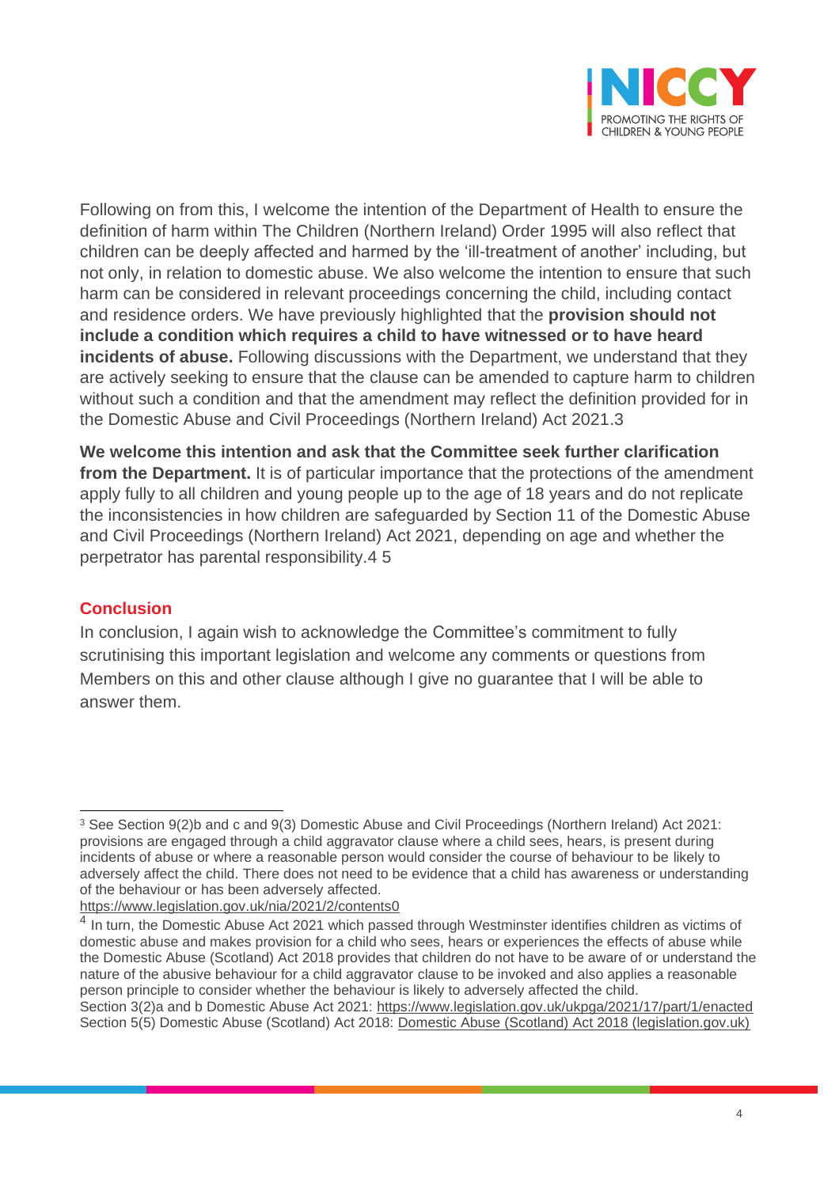Following on from this, I welcome the intention of the Department of Health to ensure the definition of harm within The Children (Northern Ireland) Order 1995 will also reflect that children can be deeply affected and harmed by the 'ill-treatment of another' including, but not only, in relation to domestic abuse. We also welcome the intention to ensure that such harm can be considered in relevant proceedings concerning the child, including contact and residence orders. We have previously highlighted that the **provision should not include a condition which requires a child to have witnessed or to have heard incidents of abuse.** Following discussions with the Department, we understand that they are actively seeking to ensure that the clause can be amended to capture harm to children without such a condition and that the amendment may reflect the definition provided for in the Domestic Abuse and Civil Proceedings (Northern Ireland) Act 2021.[3]

**We welcome this intention and ask that the Committee seek further clarification from the Department.** It is of particular importance that the protections of the amendment apply fully to all children and young people up to the age of 18 years and do not replicate the inconsistencies in how children are safeguarded by Section 11 of the Domestic Abuse and Civil Proceedings (Northern Ireland) Act 2021, depending on age and whether the perpetrator has parental responsibility.[4] [5]

## Conclusion

In conclusion, I again wish to acknowledge the Committee's commitment to fully scrutinising this important legislation and welcome any comments or questions from Members on this and other clause although I give no guarantee that I will be able to answer them.

---

[3] See Section 9(2)b and c and 9(3) Domestic Abuse and Civil Proceedings (Northern Ireland) Act 2021: provisions are engaged through a child aggravator clause where a child sees, hears, is present during incidents of abuse or where a reasonable person would consider the course of behaviour to be likely to adversely affect the child. There does not need to be evidence that a child has awareness or understanding of the behaviour or has been adversely affected. https://www.legislation.gov.uk/nia/2021/2/contents0

[4] In turn, the Domestic Abuse Act 2021 which passed through Westminster identifies children as victims of domestic abuse and makes provision for a child who sees, hears or experiences the effects of abuse while the Domestic Abuse (Scotland) Act 2018 provides that children do not have to be aware of or understand the nature of the abusive behaviour for a child aggravator clause to be invoked and also applies a reasonable person principle to consider whether the behaviour is likely to adversely affected the child.
Section 3(2)a and b Domestic Abuse Act 2021: https://www.legislation.gov.uk/ukpga/2021/17/part/1/enacted
Section 5(5) Domestic Abuse (Scotland) Act 2018: Domestic Abuse (Scotland) Act 2018 (legislation.gov.uk)